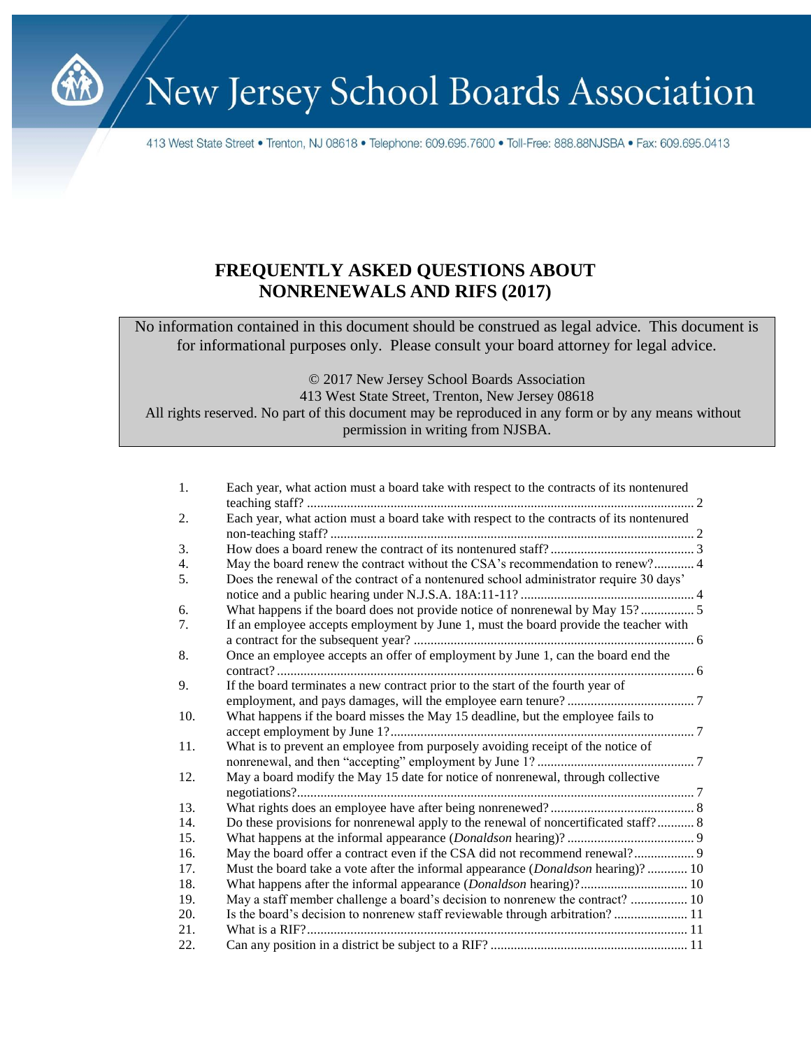# New Jersey School Boards Association

413 West State Street • Trenton, NJ 08618 • Telephone: 609.695.7600 • Toll-Free: 888.88NJSBA • Fax: 609.695.0413

## FREQUENTLY ASKED QUESTIONS ABOUT NONRENEWALS AND RIFS (2017)

No information contained in this document should be construed as legal advice. This document is for informational purposes only. Please consult your board attorney for legal advice.

© 2017 New Jersey School Boards Association
413 West State Street, Trenton, New Jersey 08618
All rights reserved. No part of this document may be reproduced in any form or by any means without permission in writing from NJSBA.

1. Each year, what action must a board take with respect to the contracts of its nontenured teaching staff? .... 2
2. Each year, what action must a board take with respect to the contracts of its nontenured non-teaching staff? .... 2
3. How does a board renew the contract of its nontenured staff? .... 3
4. May the board renew the contract without the CSA's recommendation to renew? .... 4
5. Does the renewal of the contract of a nontenured school administrator require 30 days' notice and a public hearing under N.J.S.A. 18A:11-11? .... 4
6. What happens if the board does not provide notice of nonrenewal by May 15? .... 5
7. If an employee accepts employment by June 1, must the board provide the teacher with a contract for the subsequent year? .... 6
8. Once an employee accepts an offer of employment by June 1, can the board end the contract? .... 6
9. If the board terminates a new contract prior to the start of the fourth year of employment, and pays damages, will the employee earn tenure? .... 7
10. What happens if the board misses the May 15 deadline, but the employee fails to accept employment by June 1? .... 7
11. What is to prevent an employee from purposely avoiding receipt of the notice of nonrenewal, and then "accepting" employment by June 1? .... 7
12. May a board modify the May 15 date for notice of nonrenewal, through collective negotiations? .... 7
13. What rights does an employee have after being nonrenewed? .... 8
14. Do these provisions for nonrenewal apply to the renewal of noncertificated staff? .... 8
15. What happens at the informal appearance (*Donaldson* hearing)? .... 9
16. May the board offer a contract even if the CSA did not recommend renewal? .... 9
17. Must the board take a vote after the informal appearance (*Donaldson* hearing)? .... 10
18. What happens after the informal appearance (*Donaldson* hearing)? .... 10
19. May a staff member challenge a board's decision to nonrenew the contract? .... 10
20. Is the board's decision to nonrenew staff reviewable through arbitration? .... 11
21. What is a RIF? .... 11
22. Can any position in a district be subject to a RIF? .... 11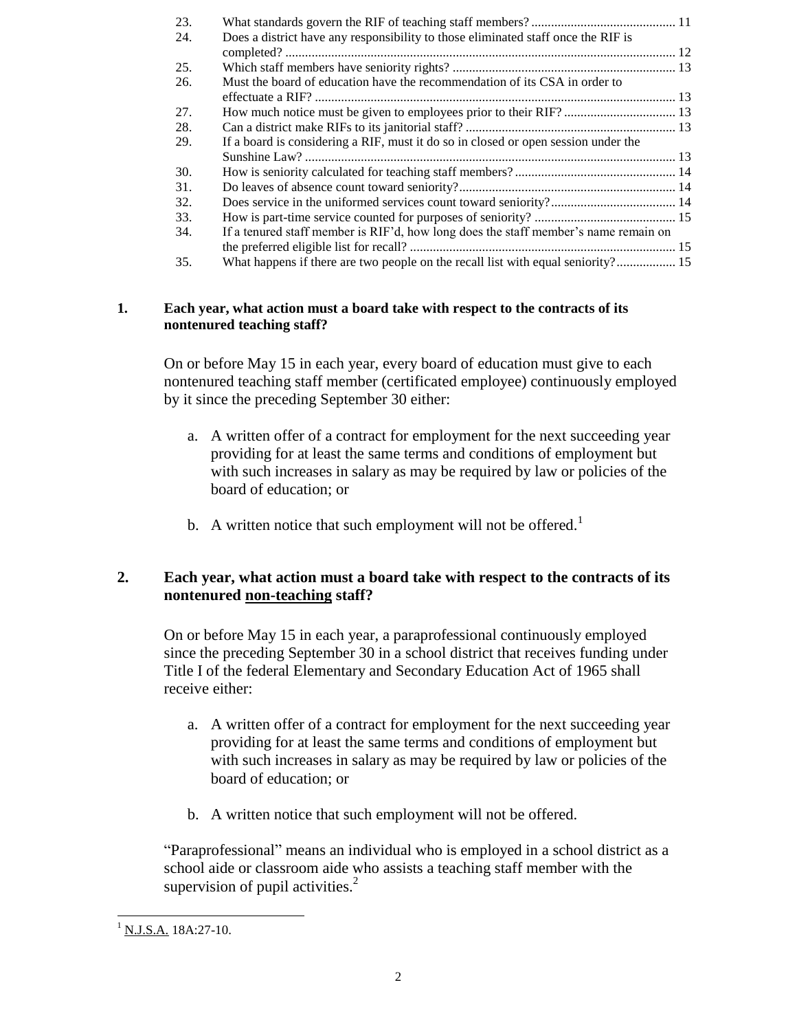| | | |
|---|---|---|
| 23. | What standards govern the RIF of teaching staff members? | 11 |
| 24. | Does a district have any responsibility to those eliminated staff once the RIF is completed? | 12 |
| 25. | Which staff members have seniority rights? | 13 |
| 26. | Must the board of education have the recommendation of its CSA in order to effectuate a RIF? | 13 |
| 27. | How much notice must be given to employees prior to their RIF? | 13 |
| 28. | Can a district make RIFs to its janitorial staff? | 13 |
| 29. | If a board is considering a RIF, must it do so in closed or open session under the Sunshine Law? | 13 |
| 30. | How is seniority calculated for teaching staff members? | 14 |
| 31. | Do leaves of absence count toward seniority? | 14 |
| 32. | Does service in the uniformed services count toward seniority? | 14 |
| 33. | How is part-time service counted for purposes of seniority? | 15 |
| 34. | If a tenured staff member is RIF'd, how long does the staff member's name remain on the preferred eligible list for recall? | 15 |
| 35. | What happens if there are two people on the recall list with equal seniority? | 15 |

**1. Each year, what action must a board take with respect to the contracts of its nontenured teaching staff?**

On or before May 15 in each year, every board of education must give to each nontenured teaching staff member (certificated employee) continuously employed by it since the preceding September 30 either:

a. A written offer of a contract for employment for the next succeeding year providing for at least the same terms and conditions of employment but with such increases in salary as may be required by law or policies of the board of education; or

b. A written notice that such employment will not be offered.[1]

**2. Each year, what action must a board take with respect to the contracts of its nontenured <u>non-teaching</u> staff?**

On or before May 15 in each year, a paraprofessional continuously employed since the preceding September 30 in a school district that receives funding under Title I of the federal Elementary and Secondary Education Act of 1965 shall receive either:

a. A written offer of a contract for employment for the next succeeding year providing for at least the same terms and conditions of employment but with such increases in salary as may be required by law or policies of the board of education; or

b. A written notice that such employment will not be offered.

"Paraprofessional" means an individual who is employed in a school district as a school aide or classroom aide who assists a teaching staff member with the supervision of pupil activities.[2]

---

[1] N.J.S.A. 18A:27-10.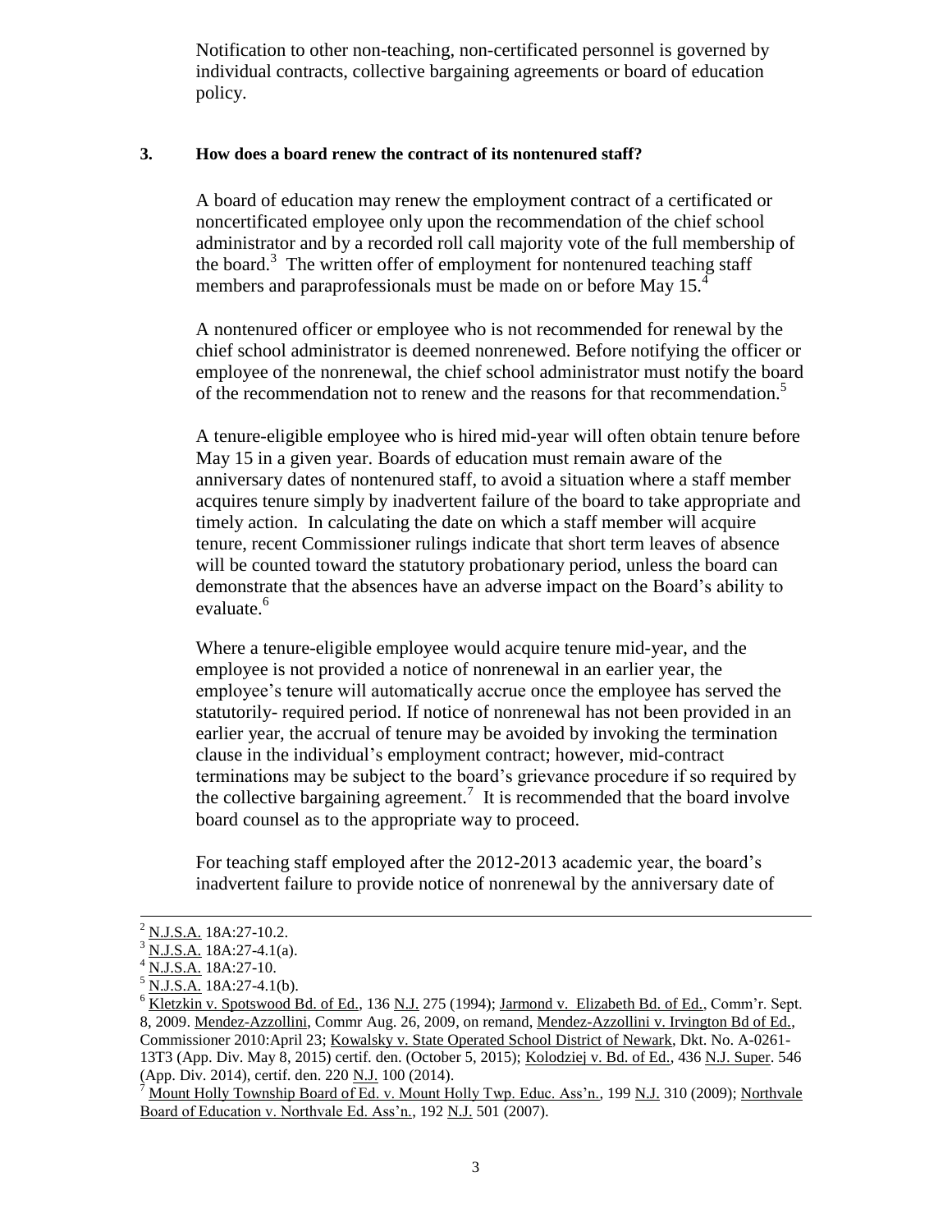Notification to other non-teaching, non-certificated personnel is governed by individual contracts, collective bargaining agreements or board of education policy.

### 3. How does a board renew the contract of its nontenured staff?

A board of education may renew the employment contract of a certificated or noncertificated employee only upon the recommendation of the chief school administrator and by a recorded roll call majority vote of the full membership of the board.[3] The written offer of employment for nontenured teaching staff members and paraprofessionals must be made on or before May 15.[4]

A nontenured officer or employee who is not recommended for renewal by the chief school administrator is deemed nonrenewed. Before notifying the officer or employee of the nonrenewal, the chief school administrator must notify the board of the recommendation not to renew and the reasons for that recommendation.[5]

A tenure-eligible employee who is hired mid-year will often obtain tenure before May 15 in a given year. Boards of education must remain aware of the anniversary dates of nontenured staff, to avoid a situation where a staff member acquires tenure simply by inadvertent failure of the board to take appropriate and timely action. In calculating the date on which a staff member will acquire tenure, recent Commissioner rulings indicate that short term leaves of absence will be counted toward the statutory probationary period, unless the board can demonstrate that the absences have an adverse impact on the Board's ability to evaluate.[6]

Where a tenure-eligible employee would acquire tenure mid-year, and the employee is not provided a notice of nonrenewal in an earlier year, the employee's tenure will automatically accrue once the employee has served the statutorily- required period. If notice of nonrenewal has not been provided in an earlier year, the accrual of tenure may be avoided by invoking the termination clause in the individual's employment contract; however, mid-contract terminations may be subject to the board's grievance procedure if so required by the collective bargaining agreement.[7] It is recommended that the board involve board counsel as to the appropriate way to proceed.

For teaching staff employed after the 2012-2013 academic year, the board's inadvertent failure to provide notice of nonrenewal by the anniversary date of

---

[2] N.J.S.A. 18A:27-10.2.

[3] N.J.S.A. 18A:27-4.1(a).

[4] N.J.S.A. 18A:27-10.

[5] N.J.S.A. 18A:27-4.1(b).

[6] Kletzkin v. Spotswood Bd. of Ed., 136 N.J. 275 (1994); Jarmond v. Elizabeth Bd. of Ed., Comm'r. Sept. 8, 2009. Mendez-Azzollini, Commr Aug. 26, 2009, on remand, Mendez-Azzollini v. Irvington Bd of Ed., Commissioner 2010:April 23; Kowalsky v. State Operated School District of Newark, Dkt. No. A-0261-13T3 (App. Div. May 8, 2015) certif. den. (October 5, 2015); Kolodziej v. Bd. of Ed., 436 N.J. Super. 546 (App. Div. 2014), certif. den. 220 N.J. 100 (2014).

[7] Mount Holly Township Board of Ed. v. Mount Holly Twp. Educ. Ass'n., 199 N.J. 310 (2009); Northvale Board of Education v. Northvale Ed. Ass'n., 192 N.J. 501 (2007).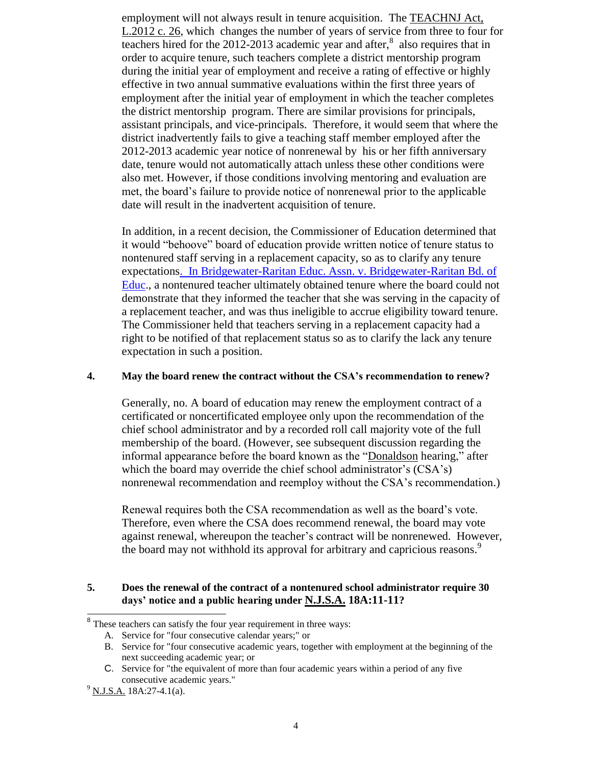employment will not always result in tenure acquisition. The TEACHNJ Act, L.2012 c. 26, which changes the number of years of service from three to four for teachers hired for the 2012-2013 academic year and after,[8] also requires that in order to acquire tenure, such teachers complete a district mentorship program during the initial year of employment and receive a rating of effective or highly effective in two annual summative evaluations within the first three years of employment after the initial year of employment in which the teacher completes the district mentorship program. There are similar provisions for principals, assistant principals, and vice-principals. Therefore, it would seem that where the district inadvertently fails to give a teaching staff member employed after the 2012-2013 academic year notice of nonrenewal by his or her fifth anniversary date, tenure would not automatically attach unless these other conditions were also met. However, if those conditions involving mentoring and evaluation are met, the board's failure to provide notice of nonrenewal prior to the applicable date will result in the inadvertent acquisition of tenure.

In addition, in a recent decision, the Commissioner of Education determined that it would "behoove" board of education provide written notice of tenure status to nontenured staff serving in a replacement capacity, so as to clarify any tenure expectations. In Bridgewater-Raritan Educ. Assn. v. Bridgewater-Raritan Bd. of Educ., a nontenured teacher ultimately obtained tenure where the board could not demonstrate that they informed the teacher that she was serving in the capacity of a replacement teacher, and was thus ineligible to accrue eligibility toward tenure. The Commissioner held that teachers serving in a replacement capacity had a right to be notified of that replacement status so as to clarify the lack any tenure expectation in such a position.

**4. May the board renew the contract without the CSA's recommendation to renew?**

Generally, no. A board of education may renew the employment contract of a certificated or noncertificated employee only upon the recommendation of the chief school administrator and by a recorded roll call majority vote of the full membership of the board. (However, see subsequent discussion regarding the informal appearance before the board known as the "Donaldson hearing," after which the board may override the chief school administrator's (CSA's) nonrenewal recommendation and reemploy without the CSA's recommendation.)

Renewal requires both the CSA recommendation as well as the board's vote. Therefore, even where the CSA does recommend renewal, the board may vote against renewal, whereupon the teacher's contract will be nonrenewed. However, the board may not withhold its approval for arbitrary and capricious reasons.[9]

**5. Does the renewal of the contract of a nontenured school administrator require 30 days' notice and a public hearing under N.J.S.A. 18A:11-11?**

---

[8] These teachers can satisfy the four year requirement in three ways:

A. Service for "four consecutive calendar years;" or
B. Service for "four consecutive academic years, together with employment at the beginning of the next succeeding academic year; or
C. Service for "the equivalent of more than four academic years within a period of any five consecutive academic years."

[9] N.J.S.A. 18A:27-4.1(a).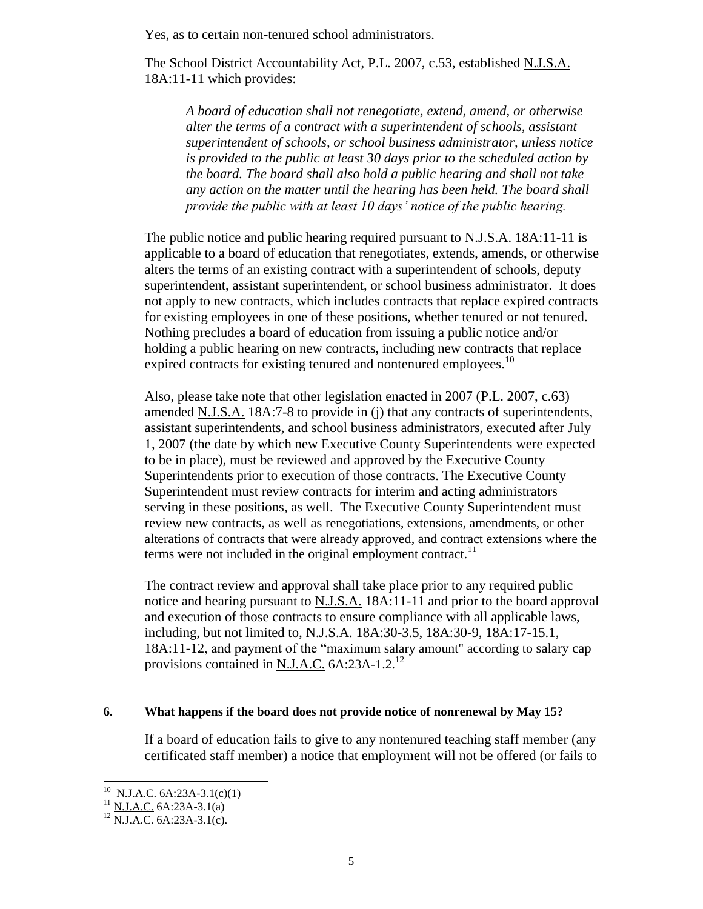Yes, as to certain non-tenured school administrators.

The School District Accountability Act, P.L. 2007, c.53, established N.J.S.A. 18A:11-11 which provides:

> *A board of education shall not renegotiate, extend, amend, or otherwise alter the terms of a contract with a superintendent of schools, assistant superintendent of schools, or school business administrator, unless notice is provided to the public at least 30 days prior to the scheduled action by the board. The board shall also hold a public hearing and shall not take any action on the matter until the hearing has been held. The board shall provide the public with at least 10 days' notice of the public hearing.*

The public notice and public hearing required pursuant to N.J.S.A. 18A:11-11 is applicable to a board of education that renegotiates, extends, amends, or otherwise alters the terms of an existing contract with a superintendent of schools, deputy superintendent, assistant superintendent, or school business administrator. It does not apply to new contracts, which includes contracts that replace expired contracts for existing employees in one of these positions, whether tenured or not tenured. Nothing precludes a board of education from issuing a public notice and/or holding a public hearing on new contracts, including new contracts that replace expired contracts for existing tenured and nontenured employees.[10]

Also, please take note that other legislation enacted in 2007 (P.L. 2007, c.63) amended N.J.S.A. 18A:7-8 to provide in (j) that any contracts of superintendents, assistant superintendents, and school business administrators, executed after July 1, 2007 (the date by which new Executive County Superintendents were expected to be in place), must be reviewed and approved by the Executive County Superintendents prior to execution of those contracts. The Executive County Superintendent must review contracts for interim and acting administrators serving in these positions, as well. The Executive County Superintendent must review new contracts, as well as renegotiations, extensions, amendments, or other alterations of contracts that were already approved, and contract extensions where the terms were not included in the original employment contract.[11]

The contract review and approval shall take place prior to any required public notice and hearing pursuant to N.J.S.A. 18A:11-11 and prior to the board approval and execution of those contracts to ensure compliance with all applicable laws, including, but not limited to, N.J.S.A. 18A:30-3.5, 18A:30-9, 18A:17-15.1, 18A:11-12, and payment of the "maximum salary amount" according to salary cap provisions contained in N.J.A.C. 6A:23A-1.2.[12]

**6. What happens if the board does not provide notice of nonrenewal by May 15?**

If a board of education fails to give to any nontenured teaching staff member (any certificated staff member) a notice that employment will not be offered (or fails to

---

[10] N.J.A.C. 6A:23A-3.1(c)(1)

[11] N.J.A.C. 6A:23A-3.1(a)

[12] N.J.A.C. 6A:23A-3.1(c).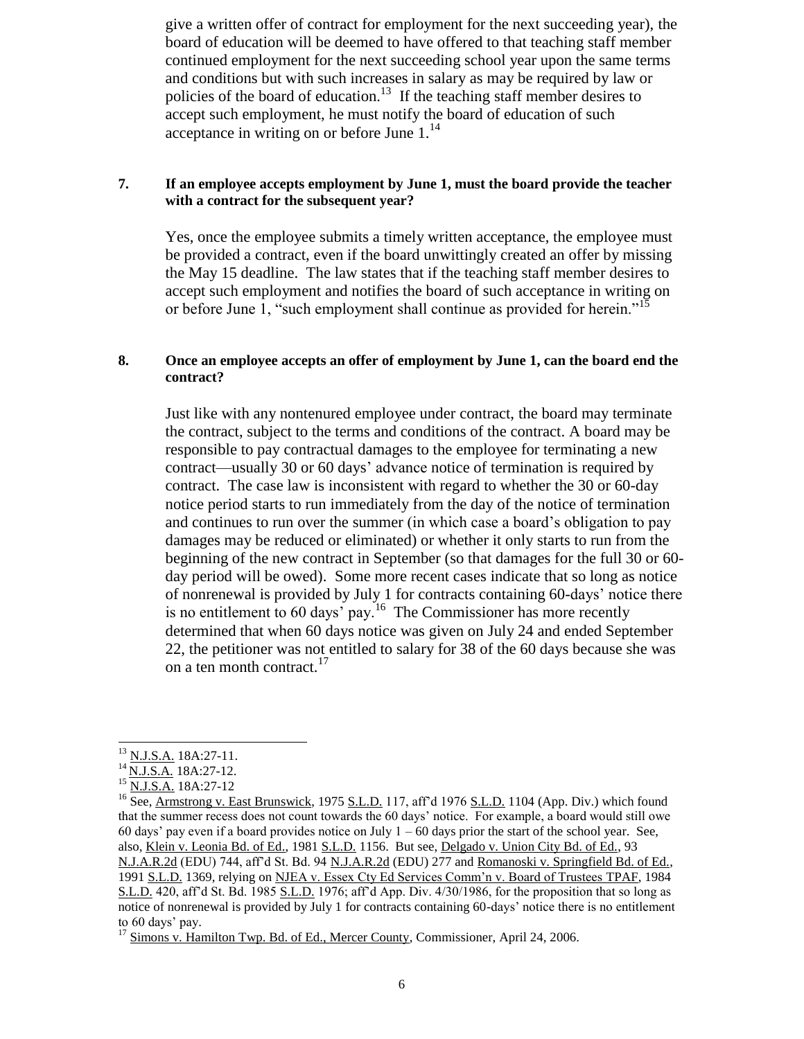give a written offer of contract for employment for the next succeeding year), the board of education will be deemed to have offered to that teaching staff member continued employment for the next succeeding school year upon the same terms and conditions but with such increases in salary as may be required by law or policies of the board of education.[13] If the teaching staff member desires to accept such employment, he must notify the board of education of such acceptance in writing on or before June 1.[14]

**7. If an employee accepts employment by June 1, must the board provide the teacher with a contract for the subsequent year?**

Yes, once the employee submits a timely written acceptance, the employee must be provided a contract, even if the board unwittingly created an offer by missing the May 15 deadline. The law states that if the teaching staff member desires to accept such employment and notifies the board of such acceptance in writing on or before June 1, "such employment shall continue as provided for herein."[15]

**8. Once an employee accepts an offer of employment by June 1, can the board end the contract?**

Just like with any nontenured employee under contract, the board may terminate the contract, subject to the terms and conditions of the contract. A board may be responsible to pay contractual damages to the employee for terminating a new contract—usually 30 or 60 days' advance notice of termination is required by contract. The case law is inconsistent with regard to whether the 30 or 60-day notice period starts to run immediately from the day of the notice of termination and continues to run over the summer (in which case a board's obligation to pay damages may be reduced or eliminated) or whether it only starts to run from the beginning of the new contract in September (so that damages for the full 30 or 60-day period will be owed). Some more recent cases indicate that so long as notice of nonrenewal is provided by July 1 for contracts containing 60-days' notice there is no entitlement to 60 days' pay.[16] The Commissioner has more recently determined that when 60 days notice was given on July 24 and ended September 22, the petitioner was not entitled to salary for 38 of the 60 days because she was on a ten month contract.[17]

---

[13] N.J.S.A. 18A:27-11.

[14] N.J.S.A. 18A:27-12.

[15] N.J.S.A. 18A:27-12

[16] See, Armstrong v. East Brunswick, 1975 S.L.D. 117, aff'd 1976 S.L.D. 1104 (App. Div.) which found that the summer recess does not count towards the 60 days' notice. For example, a board would still owe 60 days' pay even if a board provides notice on July 1 – 60 days prior the start of the school year. See, also, Klein v. Leonia Bd. of Ed., 1981 S.L.D. 1156. But see, Delgado v. Union City Bd. of Ed., 93 N.J.A.R.2d (EDU) 744, aff'd St. Bd. 94 N.J.A.R.2d (EDU) 277 and Romanoski v. Springfield Bd. of Ed., 1991 S.L.D. 1369, relying on NJEA v. Essex Cty Ed Services Comm'n v. Board of Trustees TPAF, 1984 S.L.D. 420, aff'd St. Bd. 1985 S.L.D. 1976; aff'd App. Div. 4/30/1986, for the proposition that so long as notice of nonrenewal is provided by July 1 for contracts containing 60-days' notice there is no entitlement to 60 days' pay.

[17] Simons v. Hamilton Twp. Bd. of Ed., Mercer County, Commissioner, April 24, 2006.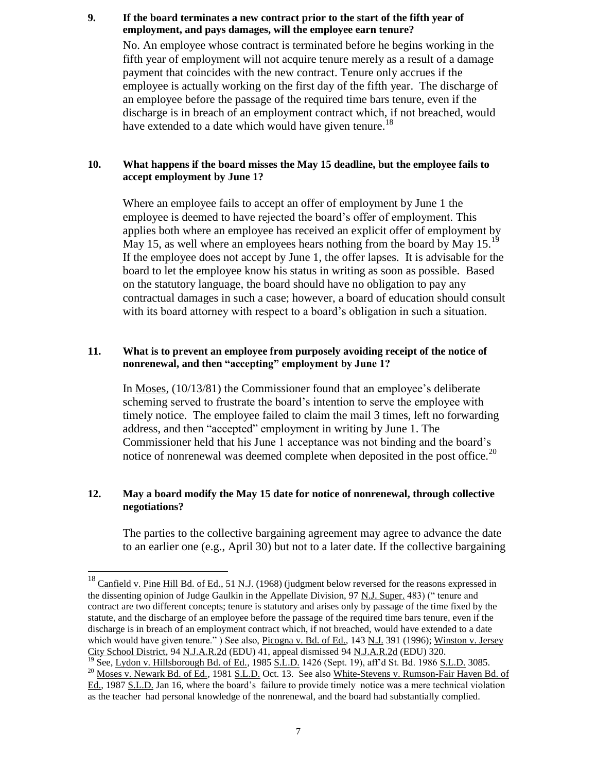**9. If the board terminates a new contract prior to the start of the fifth year of employment, and pays damages, will the employee earn tenure?**

No. An employee whose contract is terminated before he begins working in the fifth year of employment will not acquire tenure merely as a result of a damage payment that coincides with the new contract. Tenure only accrues if the employee is actually working on the first day of the fifth year. The discharge of an employee before the passage of the required time bars tenure, even if the discharge is in breach of an employment contract which, if not breached, would have extended to a date which would have given tenure.[18]

**10. What happens if the board misses the May 15 deadline, but the employee fails to accept employment by June 1?**

Where an employee fails to accept an offer of employment by June 1 the employee is deemed to have rejected the board's offer of employment. This applies both where an employee has received an explicit offer of employment by May 15, as well where an employees hears nothing from the board by May 15.[19] If the employee does not accept by June 1, the offer lapses. It is advisable for the board to let the employee know his status in writing as soon as possible. Based on the statutory language, the board should have no obligation to pay any contractual damages in such a case; however, a board of education should consult with its board attorney with respect to a board's obligation in such a situation.

**11. What is to prevent an employee from purposely avoiding receipt of the notice of nonrenewal, and then "accepting" employment by June 1?**

In Moses, (10/13/81) the Commissioner found that an employee's deliberate scheming served to frustrate the board's intention to serve the employee with timely notice. The employee failed to claim the mail 3 times, left no forwarding address, and then "accepted" employment in writing by June 1. The Commissioner held that his June 1 acceptance was not binding and the board's notice of nonrenewal was deemed complete when deposited in the post office.[20]

**12. May a board modify the May 15 date for notice of nonrenewal, through collective negotiations?**

The parties to the collective bargaining agreement may agree to advance the date to an earlier one (e.g., April 30) but not to a later date. If the collective bargaining

---

[18] Canfield v. Pine Hill Bd. of Ed., 51 N.J. (1968) (judgment below reversed for the reasons expressed in the dissenting opinion of Judge Gaulkin in the Appellate Division, 97 N.J. Super. 483) (" tenure and contract are two different concepts; tenure is statutory and arises only by passage of the time fixed by the statute, and the discharge of an employee before the passage of the required time bars tenure, even if the discharge is in breach of an employment contract which, if not breached, would have extended to a date which would have given tenure." ) See also, Picogna v. Bd. of Ed., 143 N.J. 391 (1996); Winston v. Jersey City School District, 94 N.J.A.R.2d (EDU) 41, appeal dismissed 94 N.J.A.R.2d (EDU) 320.

[19] See, Lydon v. Hillsborough Bd. of Ed., 1985 S.L.D. 1426 (Sept. 19), aff'd St. Bd. 1986 S.L.D. 3085.

[20] Moses v. Newark Bd. of Ed., 1981 S.L.D. Oct. 13. See also White-Stevens v. Rumson-Fair Haven Bd. of Ed., 1987 S.L.D. Jan 16, where the board's failure to provide timely notice was a mere technical violation as the teacher had personal knowledge of the nonrenewal, and the board had substantially complied.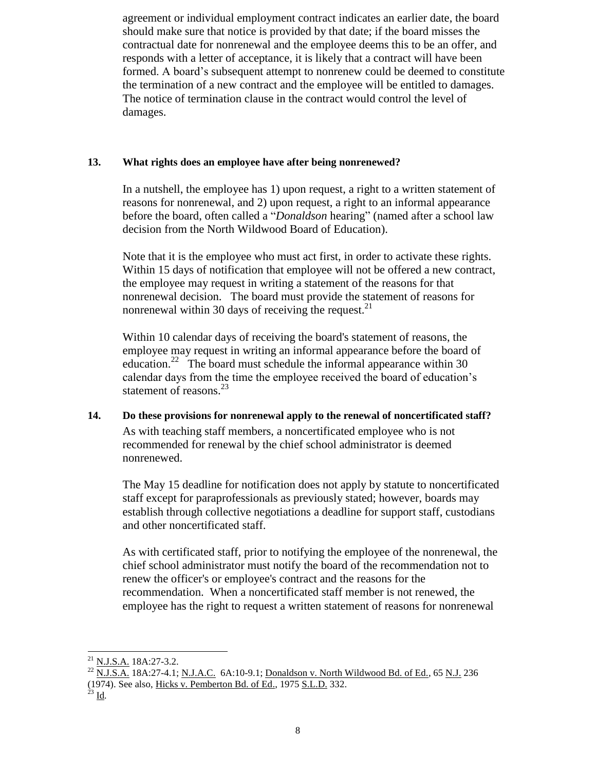agreement or individual employment contract indicates an earlier date, the board should make sure that notice is provided by that date; if the board misses the contractual date for nonrenewal and the employee deems this to be an offer, and responds with a letter of acceptance, it is likely that a contract will have been formed. A board's subsequent attempt to nonrenew could be deemed to constitute the termination of a new contract and the employee will be entitled to damages. The notice of termination clause in the contract would control the level of damages.

**13. What rights does an employee have after being nonrenewed?**

In a nutshell, the employee has 1) upon request, a right to a written statement of reasons for nonrenewal, and 2) upon request, a right to an informal appearance before the board, often called a "*Donaldson* hearing" (named after a school law decision from the North Wildwood Board of Education).

Note that it is the employee who must act first, in order to activate these rights. Within 15 days of notification that employee will not be offered a new contract, the employee may request in writing a statement of the reasons for that nonrenewal decision. The board must provide the statement of reasons for nonrenewal within 30 days of receiving the request.[21]

Within 10 calendar days of receiving the board's statement of reasons, the employee may request in writing an informal appearance before the board of education.[22] The board must schedule the informal appearance within 30 calendar days from the time the employee received the board of education's statement of reasons.[23]

**14. Do these provisions for nonrenewal apply to the renewal of noncertificated staff?**

As with teaching staff members, a noncertificated employee who is not recommended for renewal by the chief school administrator is deemed nonrenewed.

The May 15 deadline for notification does not apply by statute to noncertificated staff except for paraprofessionals as previously stated; however, boards may establish through collective negotiations a deadline for support staff, custodians and other noncertificated staff.

As with certificated staff, prior to notifying the employee of the nonrenewal, the chief school administrator must notify the board of the recommendation not to renew the officer's or employee's contract and the reasons for the recommendation. When a noncertificated staff member is not renewed, the employee has the right to request a written statement of reasons for nonrenewal

---

[21] N.J.S.A. 18A:27-3.2.

[22] N.J.S.A. 18A:27-4.1; N.J.A.C. 6A:10-9.1; Donaldson v. North Wildwood Bd. of Ed., 65 N.J. 236 (1974). See also, Hicks v. Pemberton Bd. of Ed., 1975 S.L.D. 332.

[23] Id.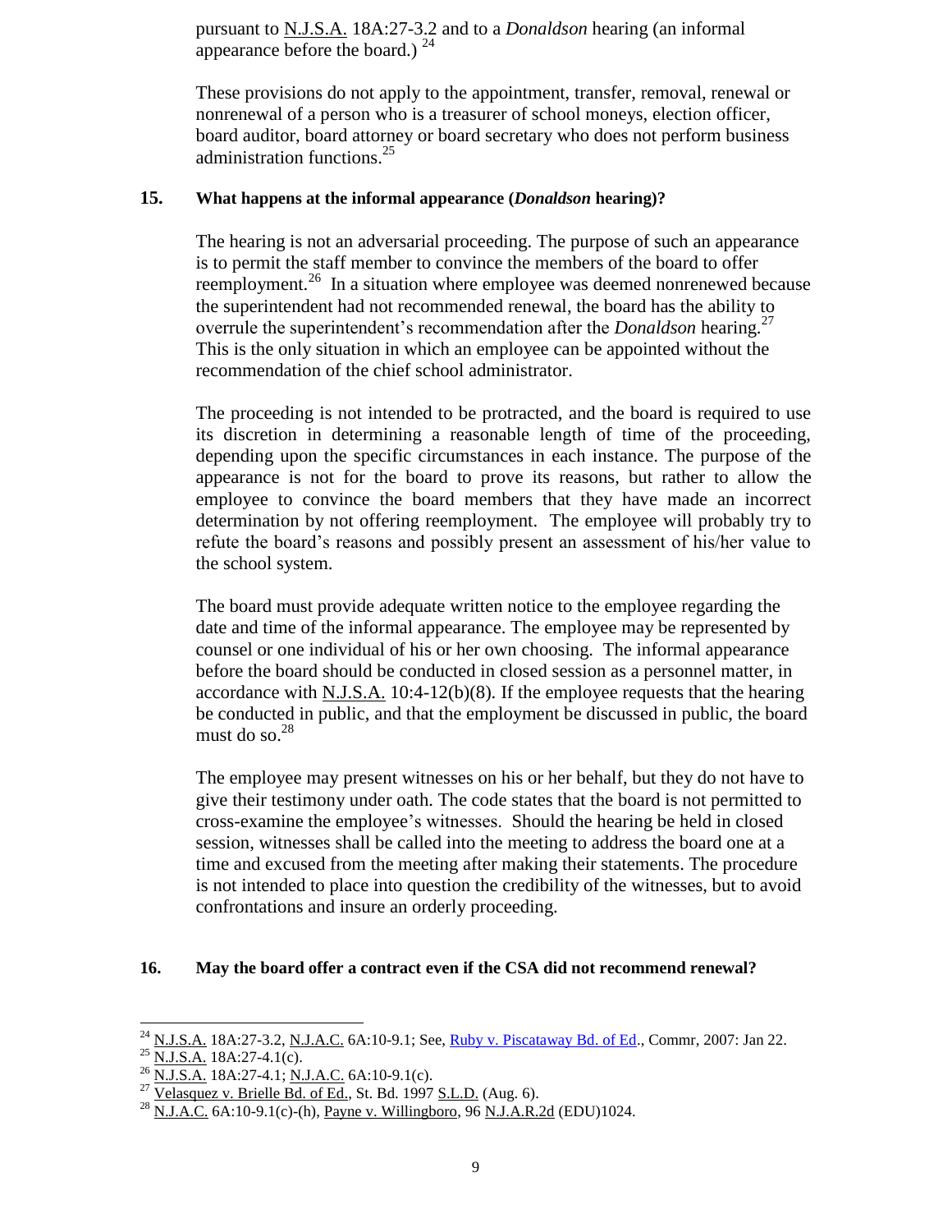pursuant to N.J.S.A. 18A:27-3.2 and to a *Donaldson* hearing (an informal appearance before the board.) [24]

These provisions do not apply to the appointment, transfer, removal, renewal or nonrenewal of a person who is a treasurer of school moneys, election officer, board auditor, board attorney or board secretary who does not perform business administration functions.[25]

### 15. What happens at the informal appearance (*Donaldson* hearing)?

The hearing is not an adversarial proceeding. The purpose of such an appearance is to permit the staff member to convince the members of the board to offer reemployment.[26] In a situation where employee was deemed nonrenewed because the superintendent had not recommended renewal, the board has the ability to overrule the superintendent's recommendation after the *Donaldson* hearing.[27] This is the only situation in which an employee can be appointed without the recommendation of the chief school administrator.

The proceeding is not intended to be protracted, and the board is required to use its discretion in determining a reasonable length of time of the proceeding, depending upon the specific circumstances in each instance. The purpose of the appearance is not for the board to prove its reasons, but rather to allow the employee to convince the board members that they have made an incorrect determination by not offering reemployment. The employee will probably try to refute the board's reasons and possibly present an assessment of his/her value to the school system.

The board must provide adequate written notice to the employee regarding the date and time of the informal appearance. The employee may be represented by counsel or one individual of his or her own choosing. The informal appearance before the board should be conducted in closed session as a personnel matter, in accordance with N.J.S.A. 10:4-12(b)(8). If the employee requests that the hearing be conducted in public, and that the employment be discussed in public, the board must do so.[28]

The employee may present witnesses on his or her behalf, but they do not have to give their testimony under oath. The code states that the board is not permitted to cross-examine the employee's witnesses. Should the hearing be held in closed session, witnesses shall be called into the meeting to address the board one at a time and excused from the meeting after making their statements. The procedure is not intended to place into question the credibility of the witnesses, but to avoid confrontations and insure an orderly proceeding.

### 16. May the board offer a contract even if the CSA did not recommend renewal?

---

[24] N.J.S.A. 18A:27-3.2, N.J.A.C. 6A:10-9.1; See, Ruby v. Piscataway Bd. of Ed., Commr, 2007: Jan 22.

[25] N.J.S.A. 18A:27-4.1(c).

[26] N.J.S.A. 18A:27-4.1; N.J.A.C. 6A:10-9.1(c).

[27] Velasquez v. Brielle Bd. of Ed., St. Bd. 1997 S.L.D. (Aug. 6).

[28] N.J.A.C. 6A:10-9.1(c)-(h), Payne v. Willingboro, 96 N.J.A.R.2d (EDU)1024.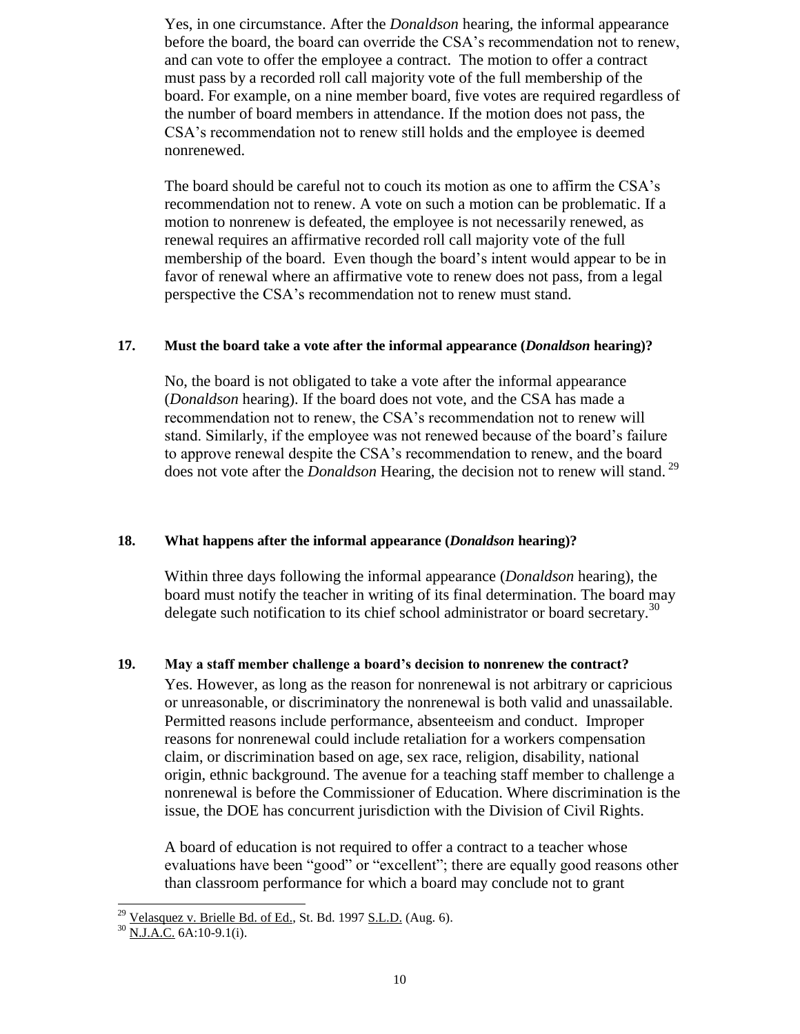Yes, in one circumstance. After the *Donaldson* hearing, the informal appearance before the board, the board can override the CSA's recommendation not to renew, and can vote to offer the employee a contract. The motion to offer a contract must pass by a recorded roll call majority vote of the full membership of the board. For example, on a nine member board, five votes are required regardless of the number of board members in attendance. If the motion does not pass, the CSA's recommendation not to renew still holds and the employee is deemed nonrenewed.

The board should be careful not to couch its motion as one to affirm the CSA's recommendation not to renew. A vote on such a motion can be problematic. If a motion to nonrenew is defeated, the employee is not necessarily renewed, as renewal requires an affirmative recorded roll call majority vote of the full membership of the board. Even though the board's intent would appear to be in favor of renewal where an affirmative vote to renew does not pass, from a legal perspective the CSA's recommendation not to renew must stand.

**17. Must the board take a vote after the informal appearance (*Donaldson* hearing)?**

No, the board is not obligated to take a vote after the informal appearance (*Donaldson* hearing). If the board does not vote, and the CSA has made a recommendation not to renew, the CSA's recommendation not to renew will stand. Similarly, if the employee was not renewed because of the board's failure to approve renewal despite the CSA's recommendation to renew, and the board does not vote after the *Donaldson* Hearing, the decision not to renew will stand.[29]

**18. What happens after the informal appearance (*Donaldson* hearing)?**

Within three days following the informal appearance (*Donaldson* hearing), the board must notify the teacher in writing of its final determination. The board may delegate such notification to its chief school administrator or board secretary.[30]

**19. May a staff member challenge a board's decision to nonrenew the contract?**

Yes. However, as long as the reason for nonrenewal is not arbitrary or capricious or unreasonable, or discriminatory the nonrenewal is both valid and unassailable. Permitted reasons include performance, absenteeism and conduct. Improper reasons for nonrenewal could include retaliation for a workers compensation claim, or discrimination based on age, sex race, religion, disability, national origin, ethnic background. The avenue for a teaching staff member to challenge a nonrenewal is before the Commissioner of Education. Where discrimination is the issue, the DOE has concurrent jurisdiction with the Division of Civil Rights.

A board of education is not required to offer a contract to a teacher whose evaluations have been "good" or "excellent"; there are equally good reasons other than classroom performance for which a board may conclude not to grant

---

[29] Velasquez v. Brielle Bd. of Ed., St. Bd. 1997 S.L.D. (Aug. 6).

[30] N.J.A.C. 6A:10-9.1(i).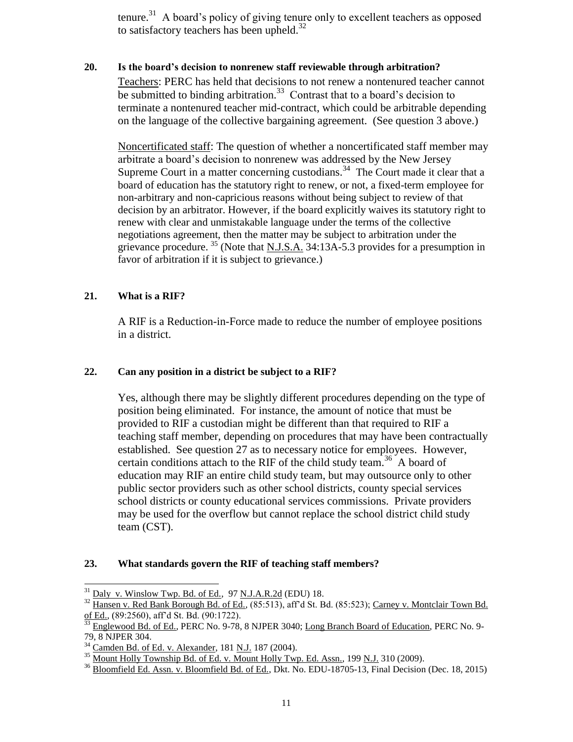tenure.[31] A board's policy of giving tenure only to excellent teachers as opposed to satisfactory teachers has been upheld.[32]

**20. Is the board's decision to nonrenew staff reviewable through arbitration?**

Teachers: PERC has held that decisions to not renew a nontenured teacher cannot be submitted to binding arbitration.[33] Contrast that to a board's decision to terminate a nontenured teacher mid-contract, which could be arbitrable depending on the language of the collective bargaining agreement. (See question 3 above.)

Noncertificated staff: The question of whether a noncertificated staff member may arbitrate a board's decision to nonrenew was addressed by the New Jersey Supreme Court in a matter concerning custodians.[34] The Court made it clear that a board of education has the statutory right to renew, or not, a fixed-term employee for non-arbitrary and non-capricious reasons without being subject to review of that decision by an arbitrator. However, if the board explicitly waives its statutory right to renew with clear and unmistakable language under the terms of the collective negotiations agreement, then the matter may be subject to arbitration under the grievance procedure.[35] (Note that N.J.S.A. 34:13A-5.3 provides for a presumption in favor of arbitration if it is subject to grievance.)

**21. What is a RIF?**

A RIF is a Reduction-in-Force made to reduce the number of employee positions in a district.

**22. Can any position in a district be subject to a RIF?**

Yes, although there may be slightly different procedures depending on the type of position being eliminated. For instance, the amount of notice that must be provided to RIF a custodian might be different than that required to RIF a teaching staff member, depending on procedures that may have been contractually established. See question 27 as to necessary notice for employees. However, certain conditions attach to the RIF of the child study team.[36] A board of education may RIF an entire child study team, but may outsource only to other public sector providers such as other school districts, county special services school districts or county educational services commissions. Private providers may be used for the overflow but cannot replace the school district child study team (CST).

**23. What standards govern the RIF of teaching staff members?**

---

[31] Daly v. Winslow Twp. Bd. of Ed., 97 N.J.A.R.2d (EDU) 18.

[32] Hansen v. Red Bank Borough Bd. of Ed., (85:513), aff'd St. Bd. (85:523); Carney v. Montclair Town Bd. of Ed., (89:2560), aff'd St. Bd. (90:1722).

[33] Englewood Bd. of Ed., PERC No. 9-78, 8 NJPER 3040; Long Branch Board of Education, PERC No. 9-79, 8 NJPER 304.

[34] Camden Bd. of Ed. v. Alexander, 181 N.J. 187 (2004).

[35] Mount Holly Township Bd. of Ed. v. Mount Holly Twp. Ed. Assn., 199 N.J. 310 (2009).

[36] Bloomfield Ed. Assn. v. Bloomfield Bd. of Ed., Dkt. No. EDU-18705-13, Final Decision (Dec. 18, 2015)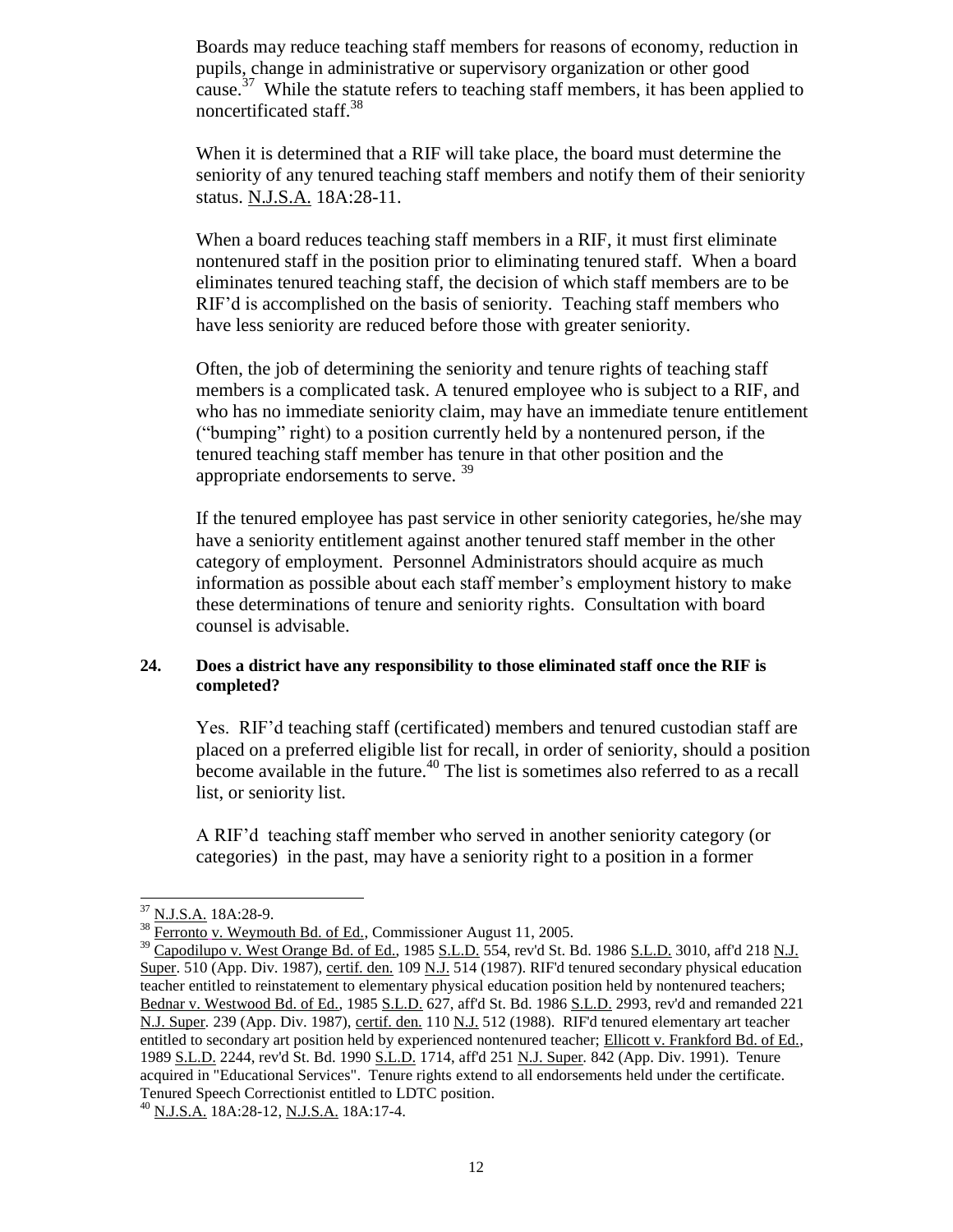Boards may reduce teaching staff members for reasons of economy, reduction in pupils, change in administrative or supervisory organization or other good cause.[37] While the statute refers to teaching staff members, it has been applied to noncertificated staff.[38]

When it is determined that a RIF will take place, the board must determine the seniority of any tenured teaching staff members and notify them of their seniority status. N.J.S.A. 18A:28-11.

When a board reduces teaching staff members in a RIF, it must first eliminate nontenured staff in the position prior to eliminating tenured staff. When a board eliminates tenured teaching staff, the decision of which staff members are to be RIF'd is accomplished on the basis of seniority. Teaching staff members who have less seniority are reduced before those with greater seniority.

Often, the job of determining the seniority and tenure rights of teaching staff members is a complicated task. A tenured employee who is subject to a RIF, and who has no immediate seniority claim, may have an immediate tenure entitlement ("bumping" right) to a position currently held by a nontenured person, if the tenured teaching staff member has tenure in that other position and the appropriate endorsements to serve. [39]

If the tenured employee has past service in other seniority categories, he/she may have a seniority entitlement against another tenured staff member in the other category of employment. Personnel Administrators should acquire as much information as possible about each staff member's employment history to make these determinations of tenure and seniority rights. Consultation with board counsel is advisable.

**24. Does a district have any responsibility to those eliminated staff once the RIF is completed?**

Yes. RIF'd teaching staff (certificated) members and tenured custodian staff are placed on a preferred eligible list for recall, in order of seniority, should a position become available in the future.[40] The list is sometimes also referred to as a recall list, or seniority list.

A RIF'd teaching staff member who served in another seniority category (or categories) in the past, may have a seniority right to a position in a former

---

[37] N.J.S.A. 18A:28-9.

[38] Ferronto v. Weymouth Bd. of Ed., Commissioner August 11, 2005.

[39] Capodilupo v. West Orange Bd. of Ed., 1985 S.L.D. 554, rev'd St. Bd. 1986 S.L.D. 3010, aff'd 218 N.J. Super. 510 (App. Div. 1987), certif. den. 109 N.J. 514 (1987). RIF'd tenured secondary physical education teacher entitled to reinstatement to elementary physical education position held by nontenured teachers; Bednar v. Westwood Bd. of Ed., 1985 S.L.D. 627, aff'd St. Bd. 1986 S.L.D. 2993, rev'd and remanded 221 N.J. Super. 239 (App. Div. 1987), certif. den. 110 N.J. 512 (1988). RIF'd tenured elementary art teacher entitled to secondary art position held by experienced nontenured teacher; Ellicott v. Frankford Bd. of Ed., 1989 S.L.D. 2244, rev'd St. Bd. 1990 S.L.D. 1714, aff'd 251 N.J. Super. 842 (App. Div. 1991). Tenure acquired in "Educational Services". Tenure rights extend to all endorsements held under the certificate. Tenured Speech Correctionist entitled to LDTC position.

[40] N.J.S.A. 18A:28-12, N.J.S.A. 18A:17-4.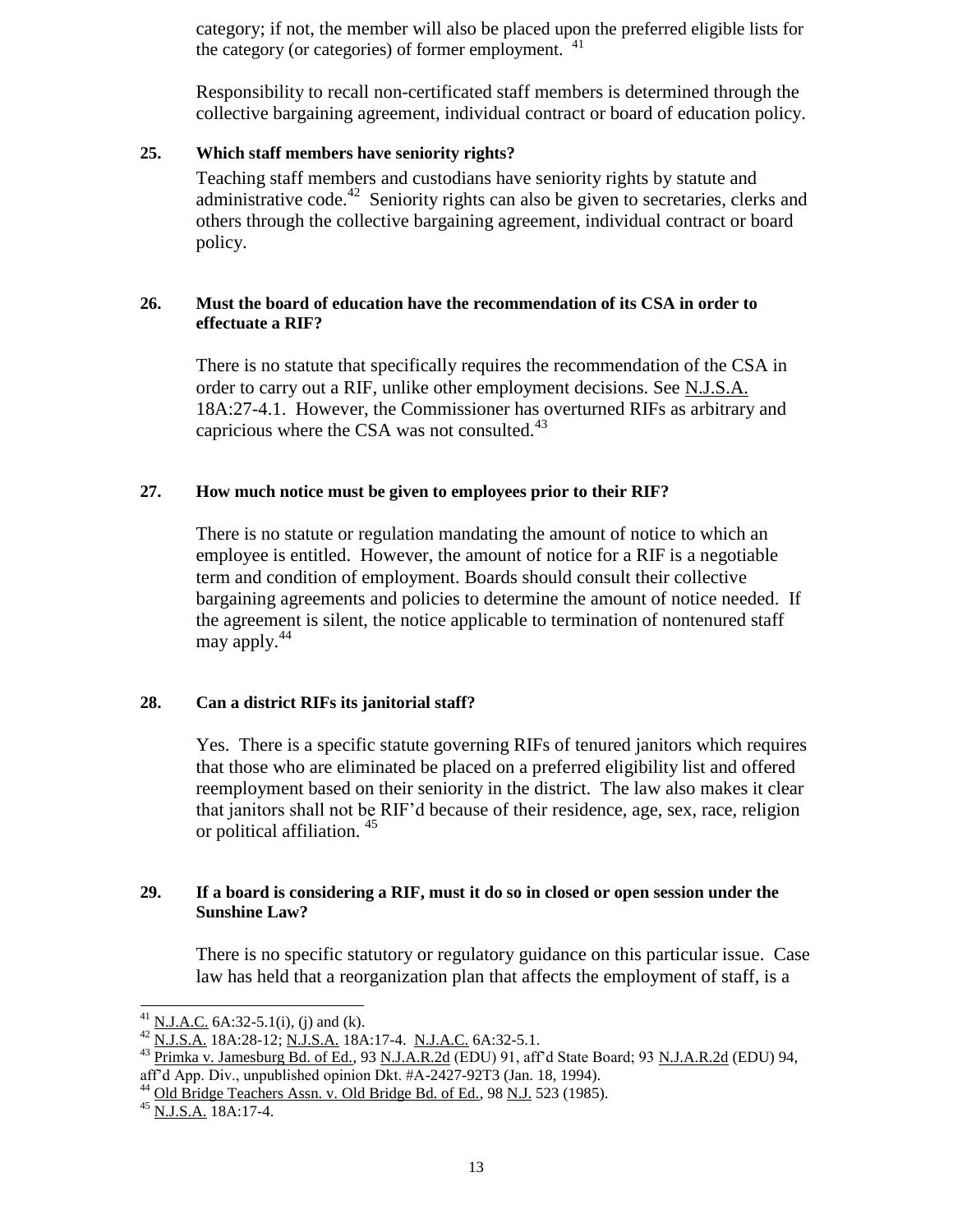category; if not, the member will also be placed upon the preferred eligible lists for the category (or categories) of former employment. [41]

Responsibility to recall non-certificated staff members is determined through the collective bargaining agreement, individual contract or board of education policy.

**25. Which staff members have seniority rights?**

Teaching staff members and custodians have seniority rights by statute and administrative code.[42] Seniority rights can also be given to secretaries, clerks and others through the collective bargaining agreement, individual contract or board policy.

**26. Must the board of education have the recommendation of its CSA in order to effectuate a RIF?**

There is no statute that specifically requires the recommendation of the CSA in order to carry out a RIF, unlike other employment decisions. See N.J.S.A. 18A:27-4.1. However, the Commissioner has overturned RIFs as arbitrary and capricious where the CSA was not consulted.[43]

**27. How much notice must be given to employees prior to their RIF?**

There is no statute or regulation mandating the amount of notice to which an employee is entitled. However, the amount of notice for a RIF is a negotiable term and condition of employment. Boards should consult their collective bargaining agreements and policies to determine the amount of notice needed. If the agreement is silent, the notice applicable to termination of nontenured staff may apply.[44]

**28. Can a district RIFs its janitorial staff?**

Yes. There is a specific statute governing RIFs of tenured janitors which requires that those who are eliminated be placed on a preferred eligibility list and offered reemployment based on their seniority in the district. The law also makes it clear that janitors shall not be RIF'd because of their residence, age, sex, race, religion or political affiliation. [45]

**29. If a board is considering a RIF, must it do so in closed or open session under the Sunshine Law?**

There is no specific statutory or regulatory guidance on this particular issue. Case law has held that a reorganization plan that affects the employment of staff, is a

---

[41] N.J.A.C. 6A:32-5.1(i), (j) and (k).

[42] N.J.S.A. 18A:28-12; N.J.S.A. 18A:17-4. N.J.A.C. 6A:32-5.1.

[43] Primka v. Jamesburg Bd. of Ed., 93 N.J.A.R.2d (EDU) 91, aff'd State Board; 93 N.J.A.R.2d (EDU) 94, aff'd App. Div., unpublished opinion Dkt. #A-2427-92T3 (Jan. 18, 1994).

[44] Old Bridge Teachers Assn. v. Old Bridge Bd. of Ed., 98 N.J. 523 (1985).

[45] N.J.S.A. 18A:17-4.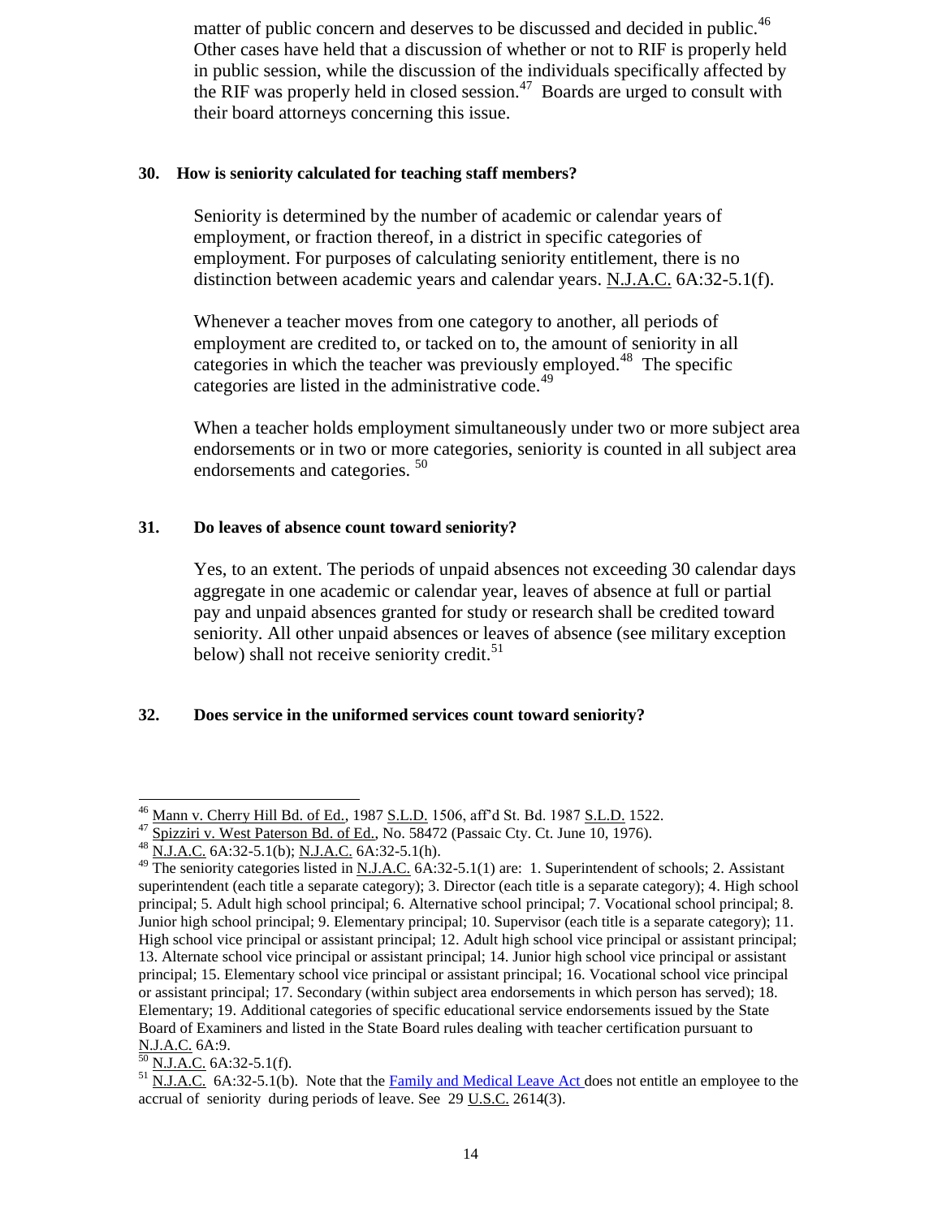matter of public concern and deserves to be discussed and decided in public.[46] Other cases have held that a discussion of whether or not to RIF is properly held in public session, while the discussion of the individuals specifically affected by the RIF was properly held in closed session.[47] Boards are urged to consult with their board attorneys concerning this issue.

**30. How is seniority calculated for teaching staff members?**

Seniority is determined by the number of academic or calendar years of employment, or fraction thereof, in a district in specific categories of employment. For purposes of calculating seniority entitlement, there is no distinction between academic years and calendar years. N.J.A.C. 6A:32-5.1(f).

Whenever a teacher moves from one category to another, all periods of employment are credited to, or tacked on to, the amount of seniority in all categories in which the teacher was previously employed.[48] The specific categories are listed in the administrative code.[49]

When a teacher holds employment simultaneously under two or more subject area endorsements or in two or more categories, seniority is counted in all subject area endorsements and categories.[50]

**31. Do leaves of absence count toward seniority?**

Yes, to an extent. The periods of unpaid absences not exceeding 30 calendar days aggregate in one academic or calendar year, leaves of absence at full or partial pay and unpaid absences granted for study or research shall be credited toward seniority. All other unpaid absences or leaves of absence (see military exception below) shall not receive seniority credit.[51]

**32. Does service in the uniformed services count toward seniority?**

---

[46] Mann v. Cherry Hill Bd. of Ed., 1987 S.L.D. 1506, aff'd St. Bd. 1987 S.L.D. 1522.

[47] Spizziri v. West Paterson Bd. of Ed., No. 58472 (Passaic Cty. Ct. June 10, 1976).

[48] N.J.A.C. 6A:32-5.1(b); N.J.A.C. 6A:32-5.1(h).

[49] The seniority categories listed in N.J.A.C. 6A:32-5.1(1) are: 1. Superintendent of schools; 2. Assistant superintendent (each title a separate category); 3. Director (each title is a separate category); 4. High school principal; 5. Adult high school principal; 6. Alternative school principal; 7. Vocational school principal; 8. Junior high school principal; 9. Elementary principal; 10. Supervisor (each title is a separate category); 11. High school vice principal or assistant principal; 12. Adult high school vice principal or assistant principal; 13. Alternate school vice principal or assistant principal; 14. Junior high school vice principal or assistant principal; 15. Elementary school vice principal or assistant principal; 16. Vocational school vice principal or assistant principal; 17. Secondary (within subject area endorsements in which person has served); 18. Elementary; 19. Additional categories of specific educational service endorsements issued by the State Board of Examiners and listed in the State Board rules dealing with teacher certification pursuant to N.J.A.C. 6A:9.

[50] N.J.A.C. 6A:32-5.1(f).

[51] N.J.A.C. 6A:32-5.1(b). Note that the Family and Medical Leave Act does not entitle an employee to the accrual of seniority during periods of leave. See 29 U.S.C. 2614(3).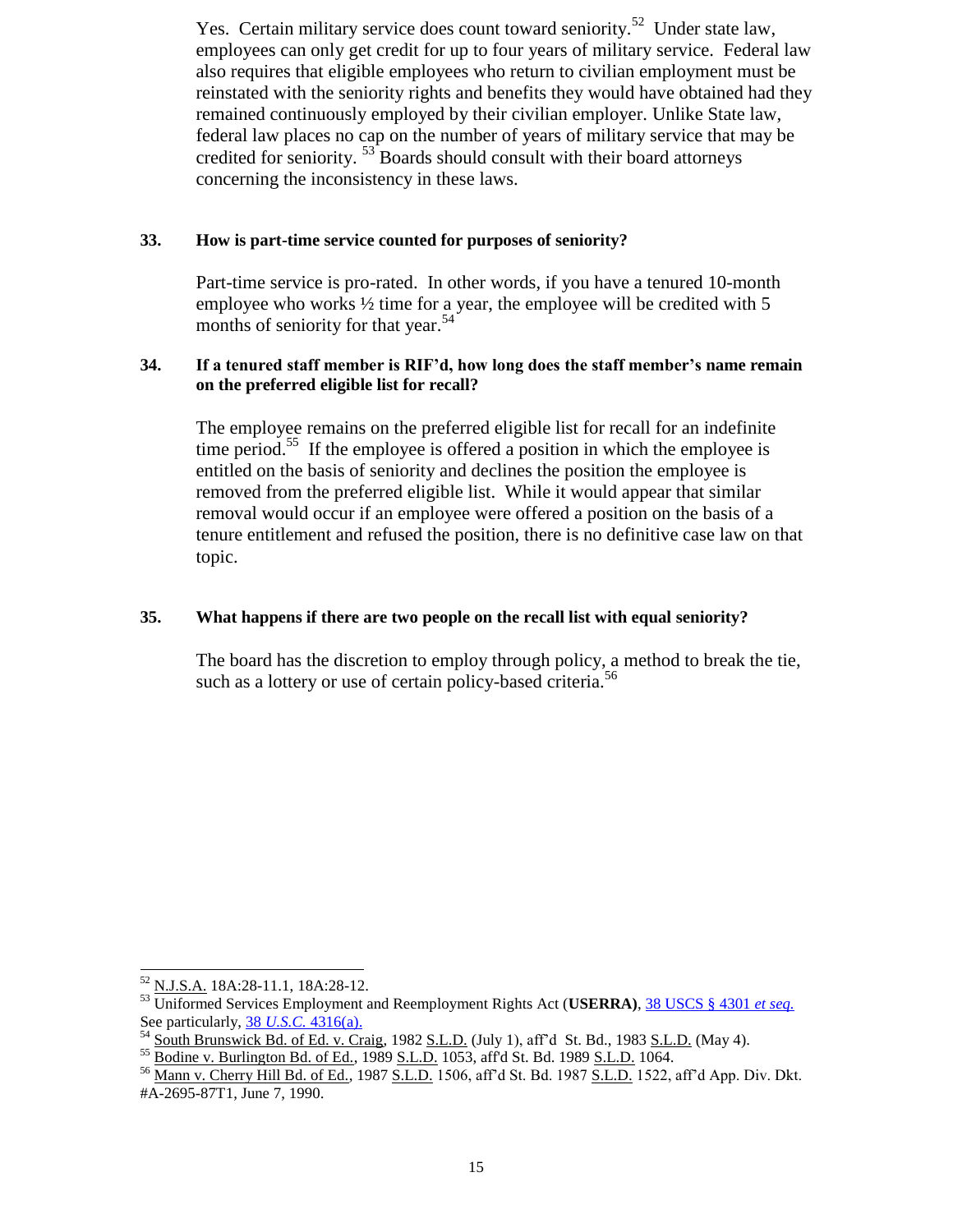Yes. Certain military service does count toward seniority.[52] Under state law, employees can only get credit for up to four years of military service. Federal law also requires that eligible employees who return to civilian employment must be reinstated with the seniority rights and benefits they would have obtained had they remained continuously employed by their civilian employer. Unlike State law, federal law places no cap on the number of years of military service that may be credited for seniority.[53] Boards should consult with their board attorneys concerning the inconsistency in these laws.

**33. How is part-time service counted for purposes of seniority?**

Part-time service is pro-rated. In other words, if you have a tenured 10-month employee who works ½ time for a year, the employee will be credited with 5 months of seniority for that year.[54]

**34. If a tenured staff member is RIF'd, how long does the staff member's name remain on the preferred eligible list for recall?**

The employee remains on the preferred eligible list for recall for an indefinite time period.[55] If the employee is offered a position in which the employee is entitled on the basis of seniority and declines the position the employee is removed from the preferred eligible list. While it would appear that similar removal would occur if an employee were offered a position on the basis of a tenure entitlement and refused the position, there is no definitive case law on that topic.

**35. What happens if there are two people on the recall list with equal seniority?**

The board has the discretion to employ through policy, a method to break the tie, such as a lottery or use of certain policy-based criteria.[56]

---

[52] N.J.S.A. 18A:28-11.1, 18A:28-12.

[53] Uniformed Services Employment and Reemployment Rights Act (**USERRA**), 38 USCS § 4301 *et seq.* See particularly, 38 *U.S.C.* 4316(a).

[54] South Brunswick Bd. of Ed. v. Craig, 1982 S.L.D. (July 1), aff'd St. Bd., 1983 S.L.D. (May 4).

[55] Bodine v. Burlington Bd. of Ed., 1989 S.L.D. 1053, aff'd St. Bd. 1989 S.L.D. 1064.

[56] Mann v. Cherry Hill Bd. of Ed., 1987 S.L.D. 1506, aff'd St. Bd. 1987 S.L.D. 1522, aff'd App. Div. Dkt. #A-2695-87T1, June 7, 1990.